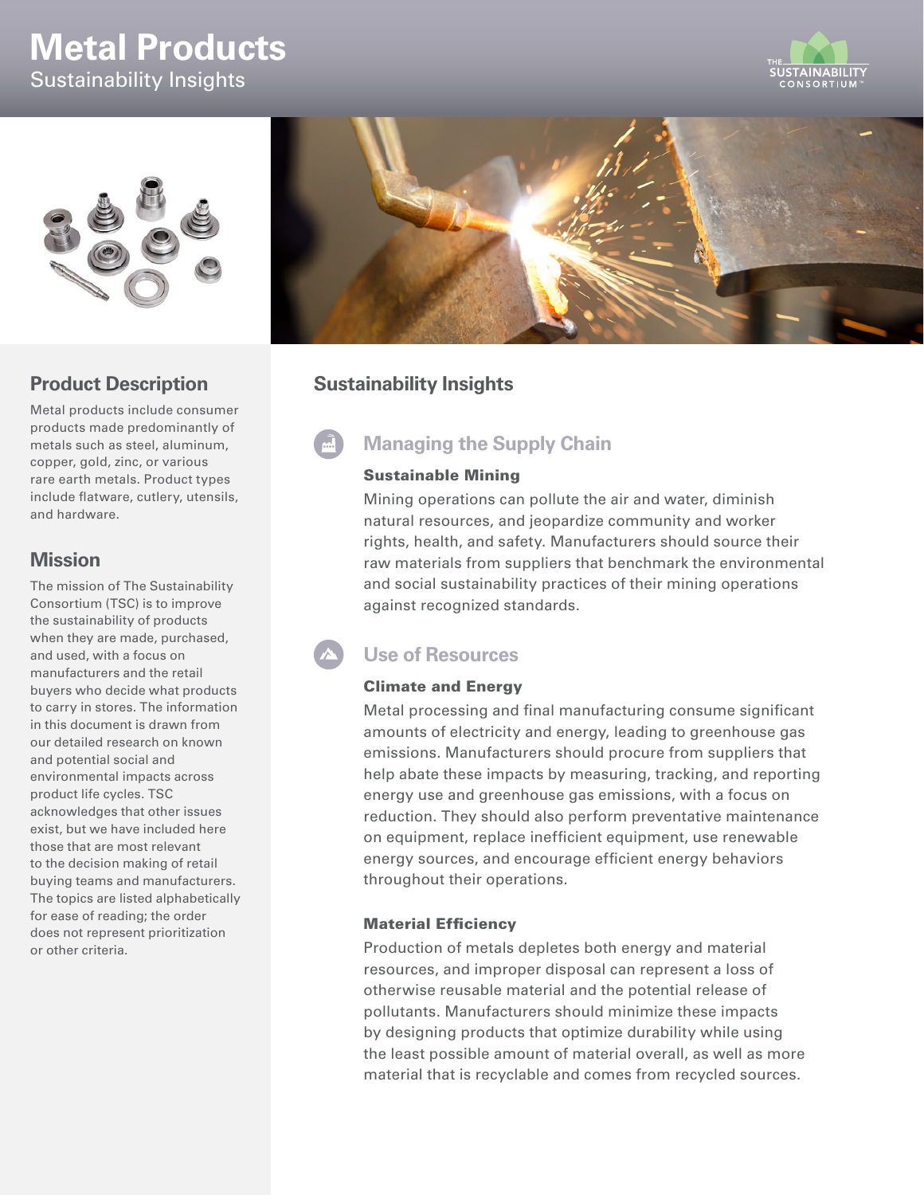# Metal Products

Sustainability Insights

## Product Description

Metal products include consumer products made predominantly of metals such as steel, aluminum, copper, gold, zinc, or various rare earth metals. Product types include flatware, cutlery, utensils, and hardware.

## Mission

The mission of The Sustainability Consortium (TSC) is to improve the sustainability of products when they are made, purchased, and used, with a focus on manufacturers and the retail buyers who decide what products to carry in stores. The information in this document is drawn from our detailed research on known and potential social and environmental impacts across product life cycles. TSC acknowledges that other issues exist, but we have included here those that are most relevant to the decision making of retail buying teams and manufacturers. The topics are listed alphabetically for ease of reading; the order does not represent prioritization or other criteria.

## Sustainability Insights

### Managing the Supply Chain

#### Sustainable Mining

Mining operations can pollute the air and water, diminish natural resources, and jeopardize community and worker rights, health, and safety. Manufacturers should source their raw materials from suppliers that benchmark the environmental and social sustainability practices of their mining operations against recognized standards.

### Use of Resources

#### Climate and Energy

Metal processing and final manufacturing consume significant amounts of electricity and energy, leading to greenhouse gas emissions. Manufacturers should procure from suppliers that help abate these impacts by measuring, tracking, and reporting energy use and greenhouse gas emissions, with a focus on reduction. They should also perform preventative maintenance on equipment, replace inefficient equipment, use renewable energy sources, and encourage efficient energy behaviors throughout their operations.

#### Material Efficiency

Production of metals depletes both energy and material resources, and improper disposal can represent a loss of otherwise reusable material and the potential release of pollutants. Manufacturers should minimize these impacts by designing products that optimize durability while using the least possible amount of material overall, as well as more material that is recyclable and comes from recycled sources.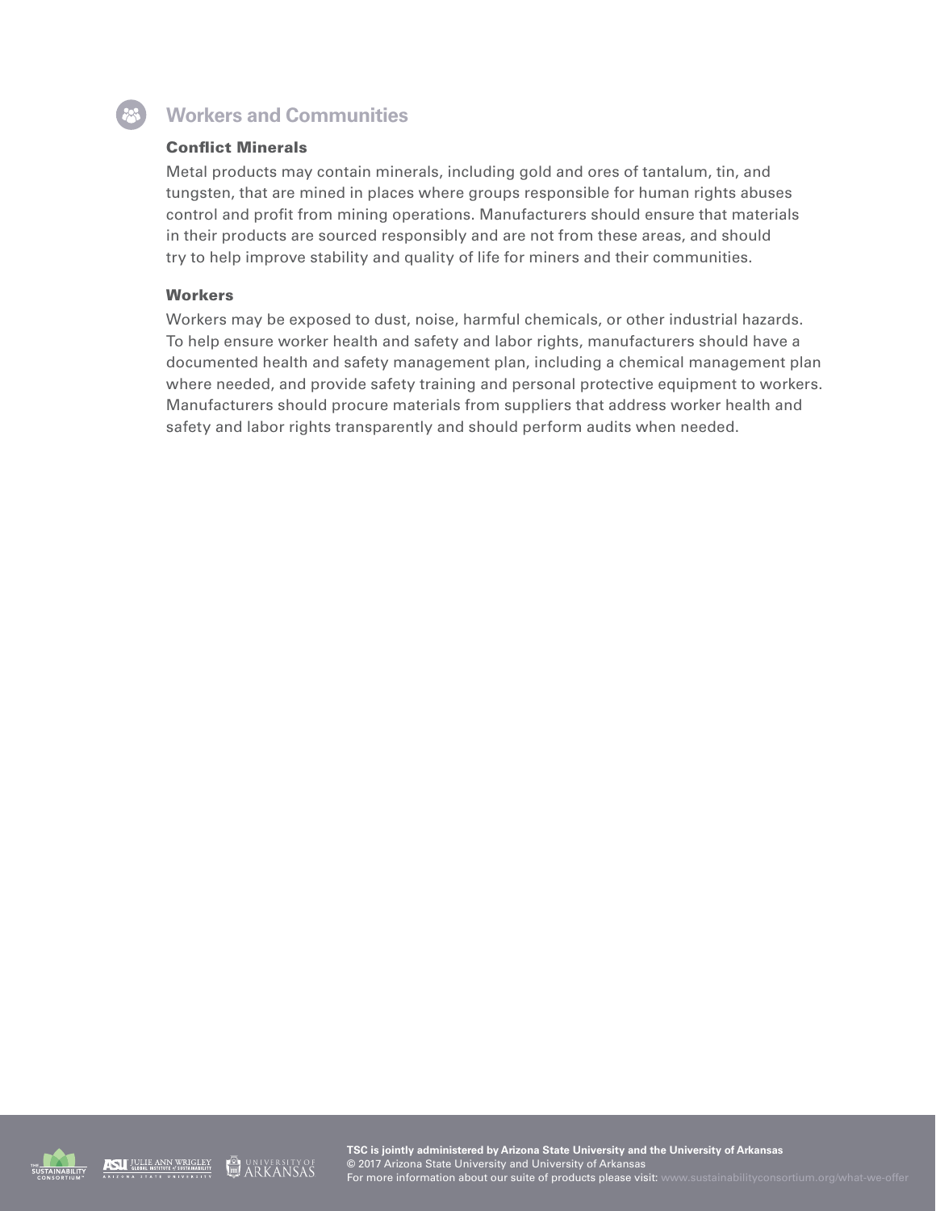## Workers and Communities

### Conflict Minerals

Metal products may contain minerals, including gold and ores of tantalum, tin, and tungsten, that are mined in places where groups responsible for human rights abuses control and profit from mining operations. Manufacturers should ensure that materials in their products are sourced responsibly and are not from these areas, and should try to help improve stability and quality of life for miners and their communities.

### Workers

Workers may be exposed to dust, noise, harmful chemicals, or other industrial hazards. To help ensure worker health and safety and labor rights, manufacturers should have a documented health and safety management plan, including a chemical management plan where needed, and provide safety training and personal protective equipment to workers. Manufacturers should procure materials from suppliers that address worker health and safety and labor rights transparently and should perform audits when needed.

**TSC is jointly administered by Arizona State University and the University of Arkansas**
© 2017 Arizona State University and University of Arkansas
For more information about our suite of products please visit: www.sustainabilityconsortium.org/what-we-offer